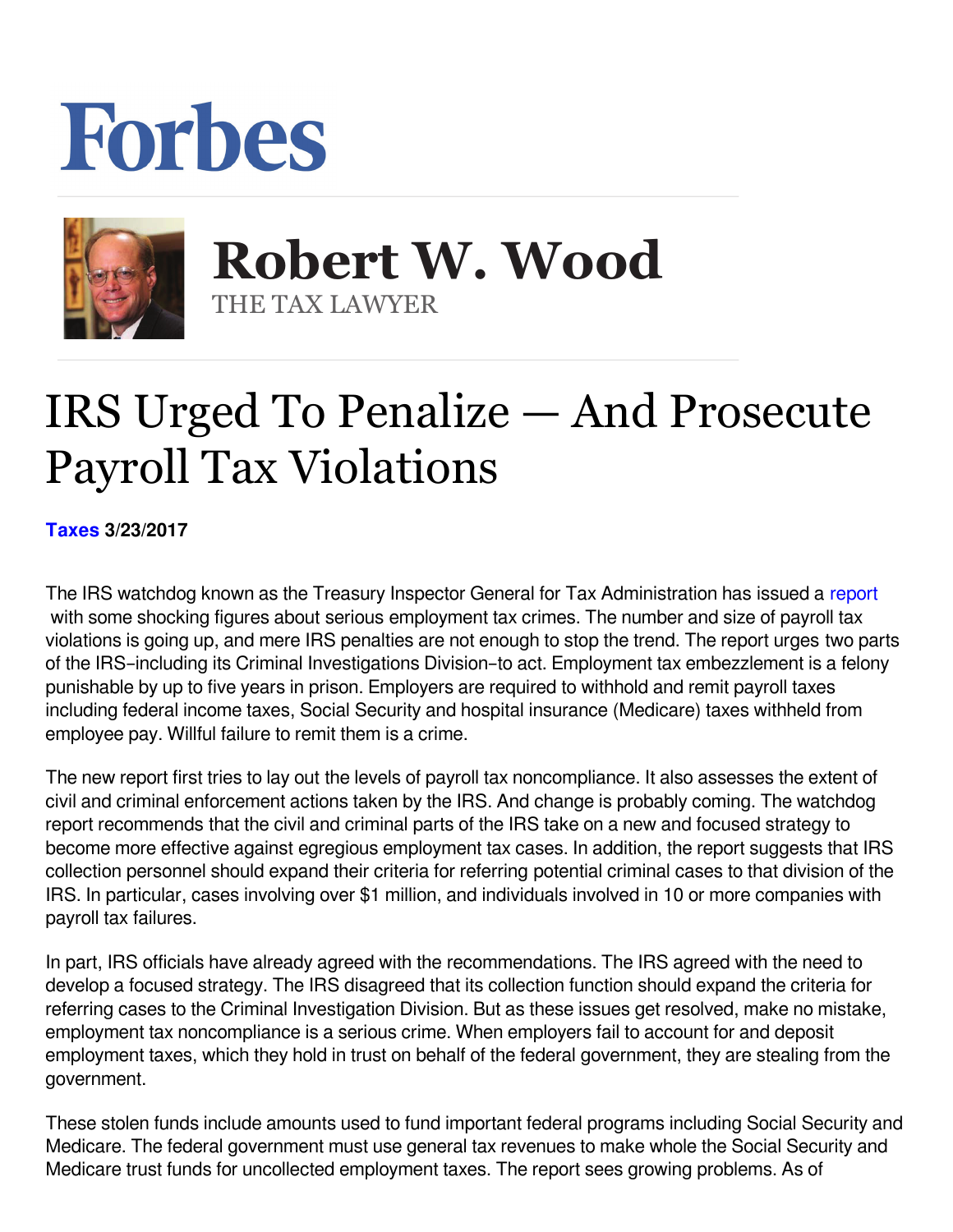# Forbes

## Robert W. Wood

THE TAX LAWYER

# IRS Urged To Penalize — And Prosecute Payroll Tax Violations

**Taxes 3/23/2017**

The IRS watchdog known as the Treasury Inspector General for Tax Administration has issued a report with some shocking figures about serious employment tax crimes. The number and size of payroll tax violations is going up, and mere IRS penalties are not enough to stop the trend. The report urges two parts of the IRS–including its Criminal Investigations Division–to act. Employment tax embezzlement is a felony punishable by up to five years in prison. Employers are required to withhold and remit payroll taxes including federal income taxes, Social Security and hospital insurance (Medicare) taxes withheld from employee pay. Willful failure to remit them is a crime.

The new report first tries to lay out the levels of payroll tax noncompliance. It also assesses the extent of civil and criminal enforcement actions taken by the IRS. And change is probably coming. The watchdog report recommends that the civil and criminal parts of the IRS take on a new and focused strategy to become more effective against egregious employment tax cases. In addition, the report suggests that IRS collection personnel should expand their criteria for referring potential criminal cases to that division of the IRS. In particular, cases involving over $1 million, and individuals involved in 10 or more companies with payroll tax failures.

In part, IRS officials have already agreed with the recommendations. The IRS agreed with the need to develop a focused strategy. The IRS disagreed that its collection function should expand the criteria for referring cases to the Criminal Investigation Division. But as these issues get resolved, make no mistake, employment tax noncompliance is a serious crime. When employers fail to account for and deposit employment taxes, which they hold in trust on behalf of the federal government, they are stealing from the government.

These stolen funds include amounts used to fund important federal programs including Social Security and Medicare. The federal government must use general tax revenues to make whole the Social Security and Medicare trust funds for uncollected employment taxes. The report sees growing problems. As of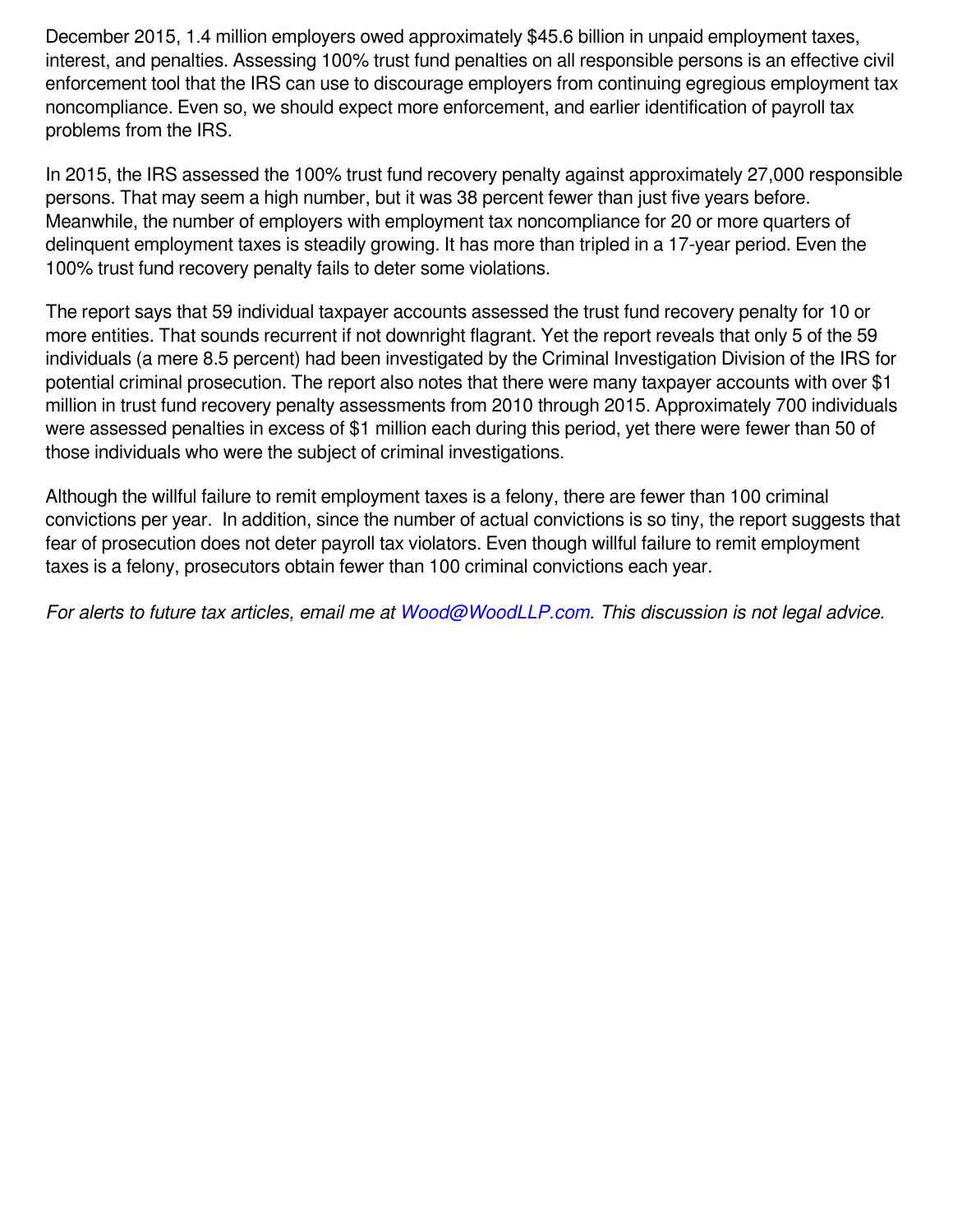December 2015, 1.4 million employers owed approximately $45.6 billion in unpaid employment taxes, interest, and penalties. Assessing 100% trust fund penalties on all responsible persons is an effective civil enforcement tool that the IRS can use to discourage employers from continuing egregious employment tax noncompliance. Even so, we should expect more enforcement, and earlier identification of payroll tax problems from the IRS.

In 2015, the IRS assessed the 100% trust fund recovery penalty against approximately 27,000 responsible persons. That may seem a high number, but it was 38 percent fewer than just five years before. Meanwhile, the number of employers with employment tax noncompliance for 20 or more quarters of delinquent employment taxes is steadily growing. It has more than tripled in a 17-year period. Even the 100% trust fund recovery penalty fails to deter some violations.

The report says that 59 individual taxpayer accounts assessed the trust fund recovery penalty for 10 or more entities. That sounds recurrent if not downright flagrant. Yet the report reveals that only 5 of the 59 individuals (a mere 8.5 percent) had been investigated by the Criminal Investigation Division of the IRS for potential criminal prosecution. The report also notes that there were many taxpayer accounts with over $1 million in trust fund recovery penalty assessments from 2010 through 2015. Approximately 700 individuals were assessed penalties in excess of $1 million each during this period, yet there were fewer than 50 of those individuals who were the subject of criminal investigations.

Although the willful failure to remit employment taxes is a felony, there are fewer than 100 criminal convictions per year. In addition, since the number of actual convictions is so tiny, the report suggests that fear of prosecution does not deter payroll tax violators. Even though willful failure to remit employment taxes is a felony, prosecutors obtain fewer than 100 criminal convictions each year.

*For alerts to future tax articles, email me at Wood@WoodLLP.com. This discussion is not legal advice.*